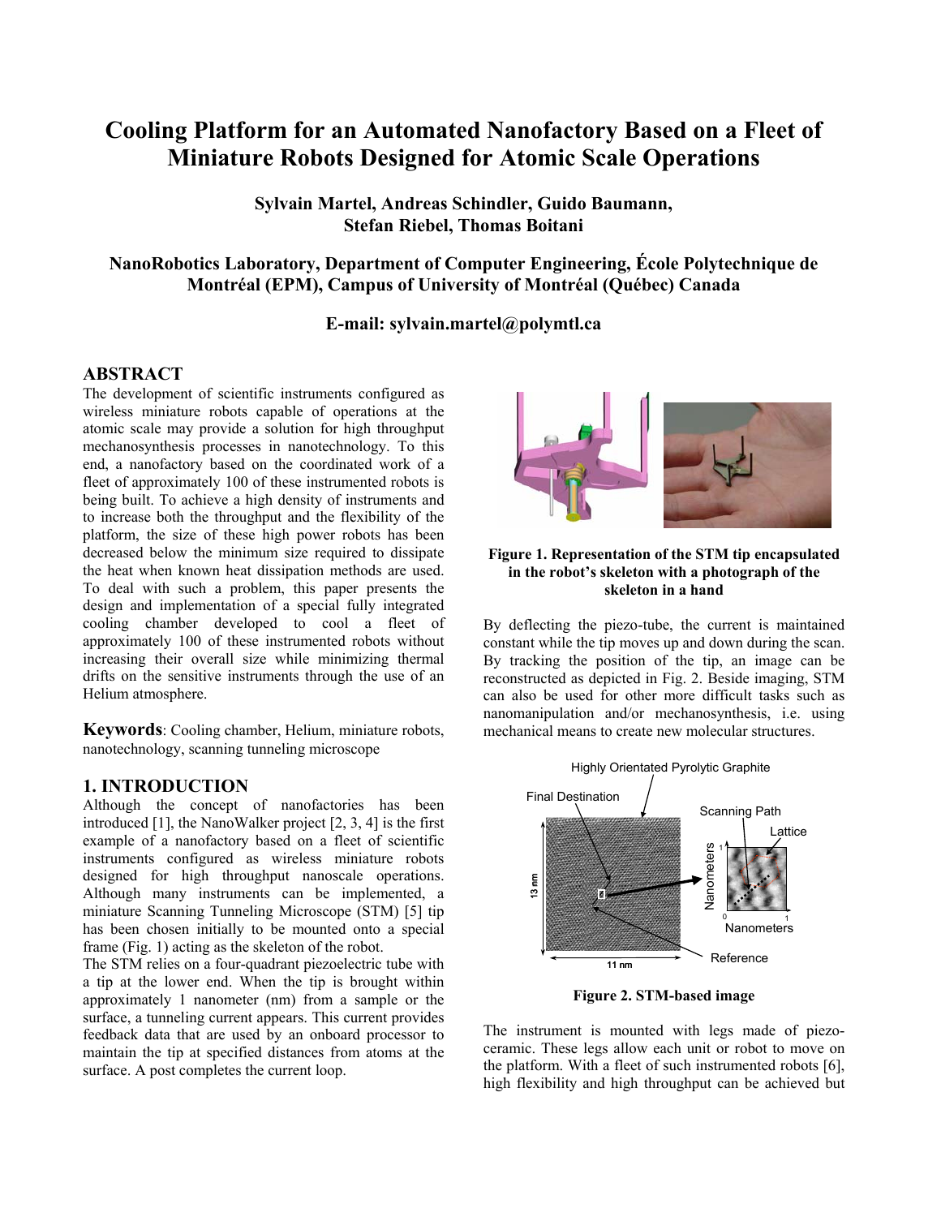# Cooling Platform for an Automated Nanofactory Based on a Fleet of Miniature Robots Designed for Atomic Scale Operations

**Sylvain Martel, Andreas Schindler, Guido Baumann, Stefan Riebel, Thomas Boitani**

**NanoRobotics Laboratory, Department of Computer Engineering, École Polytechnique de Montréal (EPM), Campus of University of Montréal (Québec) Canada**

**E-mail: sylvain.martel@polymtl.ca**

## ABSTRACT

The development of scientific instruments configured as wireless miniature robots capable of operations at the atomic scale may provide a solution for high throughput mechanosynthesis processes in nanotechnology. To this end, a nanofactory based on the coordinated work of a fleet of approximately 100 of these instrumented robots is being built. To achieve a high density of instruments and to increase both the throughput and the flexibility of the platform, the size of these high power robots has been decreased below the minimum size required to dissipate the heat when known heat dissipation methods are used. To deal with such a problem, this paper presents the design and implementation of a special fully integrated cooling chamber developed to cool a fleet of approximately 100 of these instrumented robots without increasing their overall size while minimizing thermal drifts on the sensitive instruments through the use of an Helium atmosphere.

**Keywords**: Cooling chamber, Helium, miniature robots, nanotechnology, scanning tunneling microscope

## 1. INTRODUCTION

Although the concept of nanofactories has been introduced [1], the NanoWalker project [2, 3, 4] is the first example of a nanofactory based on a fleet of scientific instruments configured as wireless miniature robots designed for high throughput nanoscale operations. Although many instruments can be implemented, a miniature Scanning Tunneling Microscope (STM) [5] tip has been chosen initially to be mounted onto a special frame (Fig. 1) acting as the skeleton of the robot.

The STM relies on a four-quadrant piezoelectric tube with a tip at the lower end. When the tip is brought within approximately 1 nanometer (nm) from a sample or the surface, a tunneling current appears. This current provides feedback data that are used by an onboard processor to maintain the tip at specified distances from atoms at the surface. A post completes the current loop.

**Figure 1. Representation of the STM tip encapsulated in the robot's skeleton with a photograph of the skeleton in a hand**

By deflecting the piezo-tube, the current is maintained constant while the tip moves up and down during the scan. By tracking the position of the tip, an image can be reconstructed as depicted in Fig. 2. Beside imaging, STM can also be used for other more difficult tasks such as nanomanipulation and/or mechanosynthesis, i.e. using mechanical means to create new molecular structures.

**Figure 2. STM-based image**

The instrument is mounted with legs made of piezo-ceramic. These legs allow each unit or robot to move on the platform. With a fleet of such instrumented robots [6], high flexibility and high throughput can be achieved but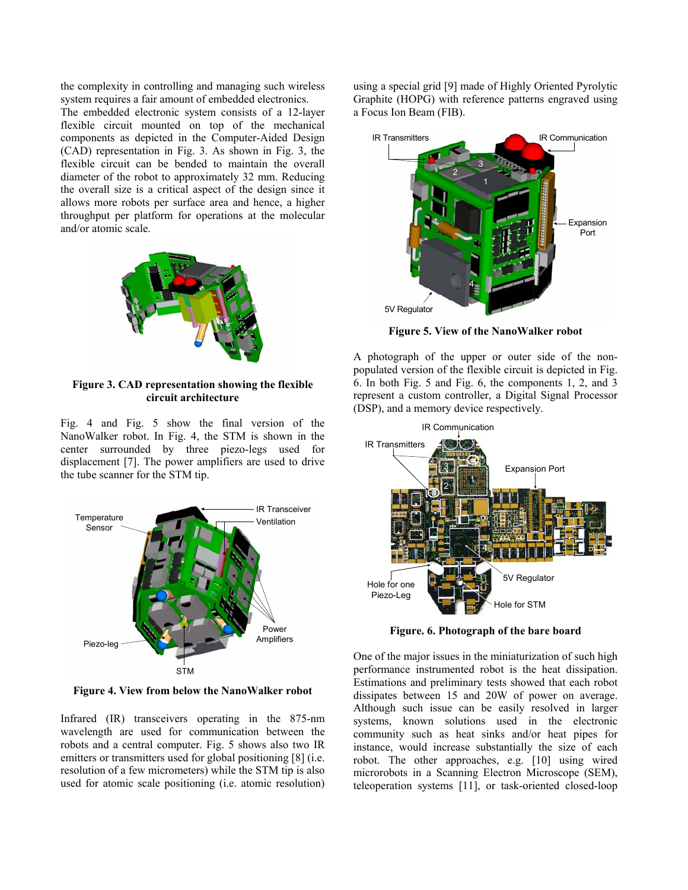the complexity in controlling and managing such wireless system requires a fair amount of embedded electronics.
The embedded electronic system consists of a 12-layer flexible circuit mounted on top of the mechanical components as depicted in the Computer-Aided Design (CAD) representation in Fig. 3. As shown in Fig. 3, the flexible circuit can be bended to maintain the overall diameter of the robot to approximately 32 mm. Reducing the overall size is a critical aspect of the design since it allows more robots per surface area and hence, a higher throughput per platform for operations at the molecular and/or atomic scale.

**Figure 3. CAD representation showing the flexible circuit architecture**

Fig. 4 and Fig. 5 show the final version of the NanoWalker robot. In Fig. 4, the STM is shown in the center surrounded by three piezo-legs used for displacement [7]. The power amplifiers are used to drive the tube scanner for the STM tip.

**Figure 4. View from below the NanoWalker robot**

Infrared (IR) transceivers operating in the 875-nm wavelength are used for communication between the robots and a central computer. Fig. 5 shows also two IR emitters or transmitters used for global positioning [8] (i.e. resolution of a few micrometers) while the STM tip is also used for atomic scale positioning (i.e. atomic resolution) using a special grid [9] made of Highly Oriented Pyrolytic Graphite (HOPG) with reference patterns engraved using a Focus Ion Beam (FIB).

**Figure 5. View of the NanoWalker robot**

A photograph of the upper or outer side of the non-populated version of the flexible circuit is depicted in Fig. 6. In both Fig. 5 and Fig. 6, the components 1, 2, and 3 represent a custom controller, a Digital Signal Processor (DSP), and a memory device respectively.

**Figure. 6. Photograph of the bare board**

One of the major issues in the miniaturization of such high performance instrumented robot is the heat dissipation. Estimations and preliminary tests showed that each robot dissipates between 15 and 20W of power on average. Although such issue can be easily resolved in larger systems, known solutions used in the electronic community such as heat sinks and/or heat pipes for instance, would increase substantially the size of each robot. The other approaches, e.g. [10] using wired microrobots in a Scanning Electron Microscope (SEM), teleoperation systems [11], or task-oriented closed-loop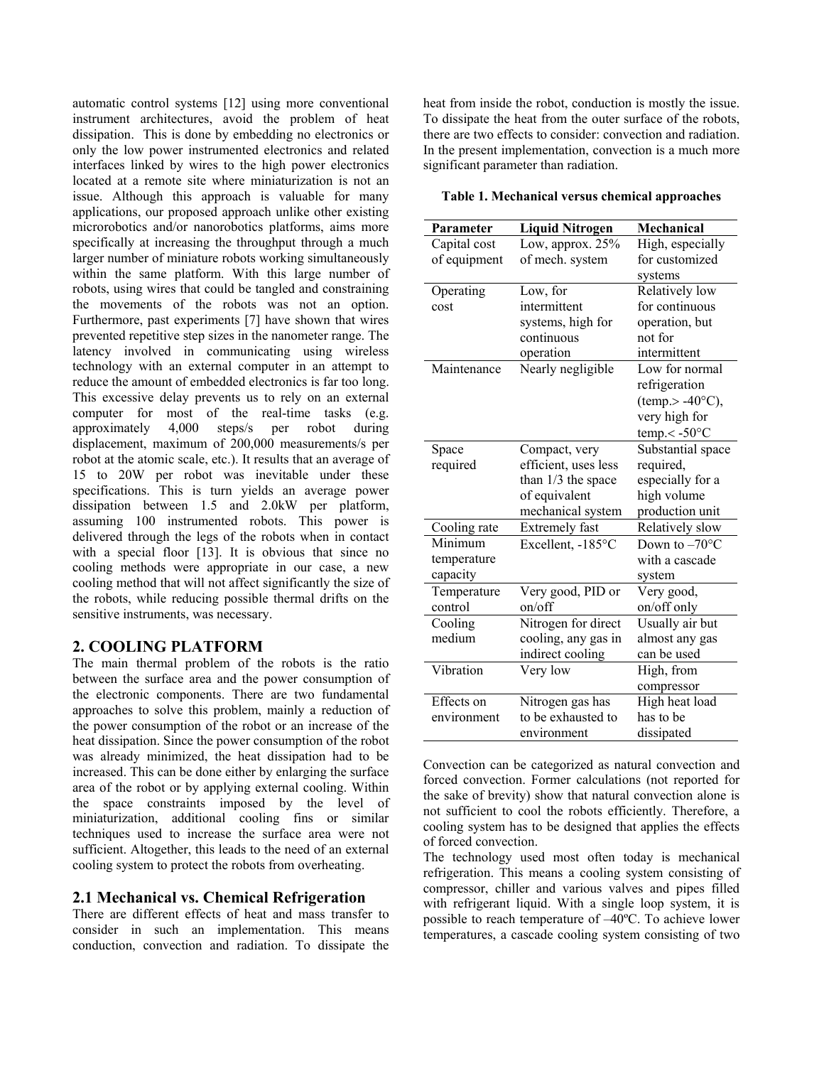automatic control systems [12] using more conventional instrument architectures, avoid the problem of heat dissipation. This is done by embedding no electronics or only the low power instrumented electronics and related interfaces linked by wires to the high power electronics located at a remote site where miniaturization is not an issue. Although this approach is valuable for many applications, our proposed approach unlike other existing microrobotics and/or nanorobotics platforms, aims more specifically at increasing the throughput through a much larger number of miniature robots working simultaneously within the same platform. With this large number of robots, using wires that could be tangled and constraining the movements of the robots was not an option. Furthermore, past experiments [7] have shown that wires prevented repetitive step sizes in the nanometer range. The latency involved in communicating using wireless technology with an external computer in an attempt to reduce the amount of embedded electronics is far too long. This excessive delay prevents us to rely on an external computer for most of the real-time tasks (e.g. approximately 4,000 steps/s per robot during displacement, maximum of 200,000 measurements/s per robot at the atomic scale, etc.). It results that an average of 15 to 20W per robot was inevitable under these specifications. This is turn yields an average power dissipation between 1.5 and 2.0kW per platform, assuming 100 instrumented robots. This power is delivered through the legs of the robots when in contact with a special floor [13]. It is obvious that since no cooling methods were appropriate in our case, a new cooling method that will not affect significantly the size of the robots, while reducing possible thermal drifts on the sensitive instruments, was necessary.

## 2. COOLING PLATFORM

The main thermal problem of the robots is the ratio between the surface area and the power consumption of the electronic components. There are two fundamental approaches to solve this problem, mainly a reduction of the power consumption of the robot or an increase of the heat dissipation. Since the power consumption of the robot was already minimized, the heat dissipation had to be increased. This can be done either by enlarging the surface area of the robot or by applying external cooling. Within the space constraints imposed by the level of miniaturization, additional cooling fins or similar techniques used to increase the surface area were not sufficient. Altogether, this leads to the need of an external cooling system to protect the robots from overheating.

### 2.1 Mechanical vs. Chemical Refrigeration

There are different effects of heat and mass transfer to consider in such an implementation. This means conduction, convection and radiation. To dissipate the heat from inside the robot, conduction is mostly the issue. To dissipate the heat from the outer surface of the robots, there are two effects to consider: convection and radiation. In the present implementation, convection is a much more significant parameter than radiation.

**Table 1. Mechanical versus chemical approaches**

| Parameter | Liquid Nitrogen | Mechanical |
|---|---|---|
| Capital cost of equipment | Low, approx. 25% of mech. system | High, especially for customized systems |
| Operating cost | Low, for intermittent systems, high for continuous operation | Relatively low for continuous operation, but not for intermittent |
| Maintenance | Nearly negligible | Low for normal refrigeration (temp.> -40°C), very high for temp.< -50°C |
| Space required | Compact, very efficient, uses less than 1/3 the space of equivalent mechanical system | Substantial space required, especially for a high volume production unit |
| Cooling rate | Extremely fast | Relatively slow |
| Minimum temperature capacity | Excellent, -185°C | Down to –70°C with a cascade system |
| Temperature control | Very good, PID or on/off | Very good, on/off only |
| Cooling medium | Nitrogen for direct cooling, any gas in indirect cooling | Usually air but almost any gas can be used |
| Vibration | Very low | High, from compressor |
| Effects on environment | Nitrogen gas has to be exhausted to environment | High heat load has to be dissipated |

Convection can be categorized as natural convection and forced convection. Former calculations (not reported for the sake of brevity) show that natural convection alone is not sufficient to cool the robots efficiently. Therefore, a cooling system has to be designed that applies the effects of forced convection.

The technology used most often today is mechanical refrigeration. This means a cooling system consisting of compressor, chiller and various valves and pipes filled with refrigerant liquid. With a single loop system, it is possible to reach temperature of –40ºC. To achieve lower temperatures, a cascade cooling system consisting of two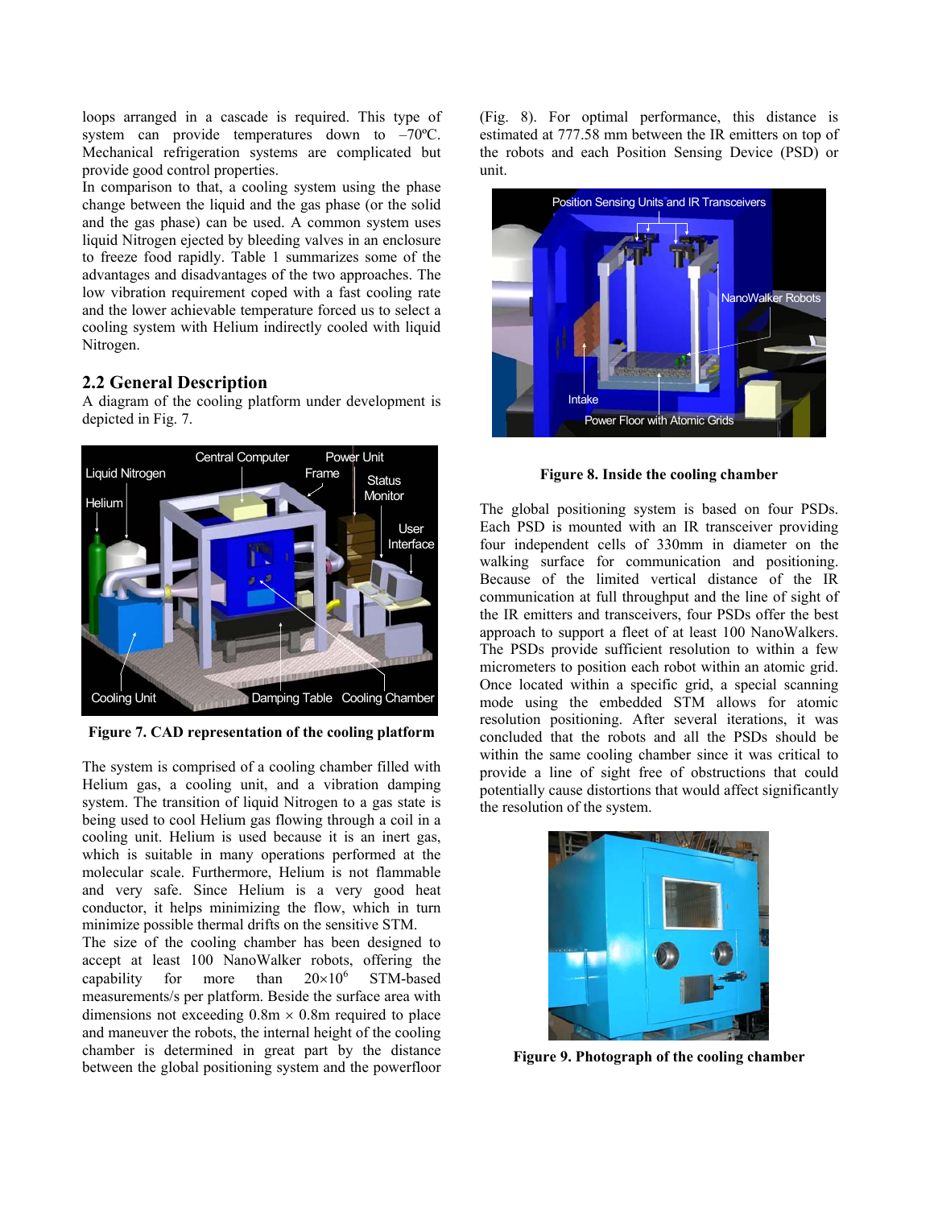loops arranged in a cascade is required. This type of system can provide temperatures down to –70ºC. Mechanical refrigeration systems are complicated but provide good control properties.

In comparison to that, a cooling system using the phase change between the liquid and the gas phase (or the solid and the gas phase) can be used. A common system uses liquid Nitrogen ejected by bleeding valves in an enclosure to freeze food rapidly. Table 1 summarizes some of the advantages and disadvantages of the two approaches. The low vibration requirement coped with a fast cooling rate and the lower achievable temperature forced us to select a cooling system with Helium indirectly cooled with liquid Nitrogen.

## 2.2 General Description

A diagram of the cooling platform under development is depicted in Fig. 7.

**Figure 7. CAD representation of the cooling platform**

The system is comprised of a cooling chamber filled with Helium gas, a cooling unit, and a vibration damping system. The transition of liquid Nitrogen to a gas state is being used to cool Helium gas flowing through a coil in a cooling unit. Helium is used because it is an inert gas, which is suitable in many operations performed at the molecular scale. Furthermore, Helium is not flammable and very safe. Since Helium is a very good heat conductor, it helps minimizing the flow, which in turn minimize possible thermal drifts on the sensitive STM.

The size of the cooling chamber has been designed to accept at least 100 NanoWalker robots, offering the capability for more than $20 \times 10^6$ STM-based measurements/s per platform. Beside the surface area with dimensions not exceeding 0.8m × 0.8m required to place and maneuver the robots, the internal height of the cooling chamber is determined in great part by the distance between the global positioning system and the powerfloor (Fig. 8). For optimal performance, this distance is estimated at 777.58 mm between the IR emitters on top of the robots and each Position Sensing Device (PSD) or unit.

**Figure 8. Inside the cooling chamber**

The global positioning system is based on four PSDs. Each PSD is mounted with an IR transceiver providing four independent cells of 330mm in diameter on the walking surface for communication and positioning. Because of the limited vertical distance of the IR communication at full throughput and the line of sight of the IR emitters and transceivers, four PSDs offer the best approach to support a fleet of at least 100 NanoWalkers. The PSDs provide sufficient resolution to within a few micrometers to position each robot within an atomic grid. Once located within a specific grid, a special scanning mode using the embedded STM allows for atomic resolution positioning. After several iterations, it was concluded that the robots and all the PSDs should be within the same cooling chamber since it was critical to provide a line of sight free of obstructions that could potentially cause distortions that would affect significantly the resolution of the system.

**Figure 9. Photograph of the cooling chamber**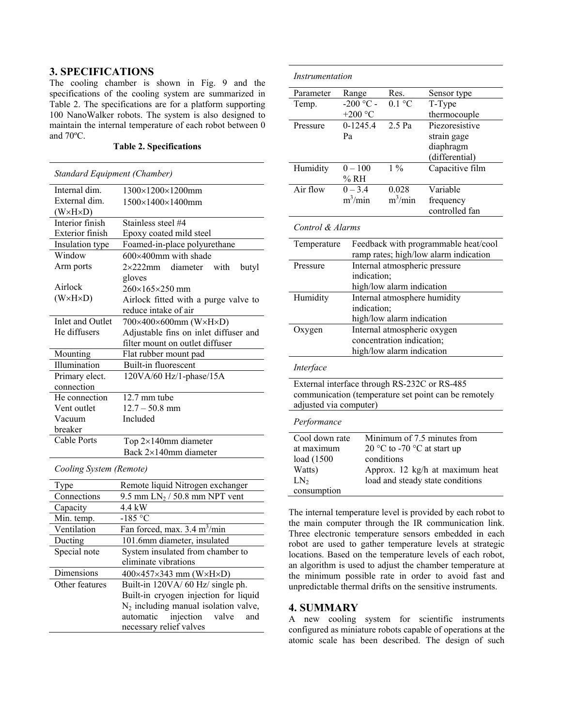## 3. SPECIFICATIONS

The cooling chamber is shown in Fig. 9 and the specifications of the cooling system are summarized in Table 2. The specifications are for a platform supporting 100 NanoWalker robots. The system is also designed to maintain the internal temperature of each robot between 0 and 70ºC.

**Table 2. Specifications**

*Standard Equipment (Chamber)*

| | |
|---|---|
| Internal dim. | 1300×1200×1200mm |
| External dim. (W×H×D) | 1500×1400×1400mm |
| Interior finish | Stainless steel #4 |
| Exterior finish | Epoxy coated mild steel |
| Insulation type | Foamed-in-place polyurethane |
| Window | 600×400mm with shade |
| Arm ports | 2×222mm diameter with butyl gloves |
| Airlock (W×H×D) | 260×165×250 mm<br>Airlock fitted with a purge valve to reduce intake of air |
| Inlet and Outlet He diffusers | 700×400×600mm (W×H×D)<br>Adjustable fins on inlet diffuser and filter mount on outlet diffuser |
| Mounting | Flat rubber mount pad |
| Illumination | Built-in fluorescent |
| Primary elect. connection | 120VA/60 Hz/1-phase/15A |
| He connection | 12.7 mm tube |
| Vent outlet | 12.7 – 50.8 mm |
| Vacuum breaker | Included |
| Cable Ports | Top 2×140mm diameter<br>Back 2×140mm diameter |

*Cooling System (Remote)*

| | |
|---|---|
| Type | Remote liquid Nitrogen exchanger |
| Connections | 9.5 mm $LN_2$ / 50.8 mm NPT vent |
| Capacity | 4.4 kW |
| Min. temp. | -185 °C |
| Ventilation | Fan forced, max. 3.4 $m^3$/min |
| Ducting | 101.6mm diameter, insulated |
| Special note | System insulated from chamber to eliminate vibrations |
| Dimensions | 400×457×343 mm (W×H×D) |
| Other features | Built-in 120VA/ 60 Hz/ single ph.<br>Built-in cryogen injection for liquid $N_2$ including manual isolation valve, automatic injection valve and necessary relief valves |

*Instrumentation*

| Parameter | Range | Res. | Sensor type |
|---|---|---|---|
| Temp. | -200 °C - +200 °C | 0.1 °C | T-Type thermocouple |
| Pressure | 0-1245.4 Pa | 2.5 Pa | Piezoresistive strain gage diaphragm (differential) |
| Humidity | 0 – 100 % RH | 1 % | Capacitive film |
| Air flow | 0 – 3.4 $m^3$/min | 0.028 $m^3$/min | Variable frequency controlled fan |

*Control & Alarms*

| | |
|---|---|
| Temperature | Feedback with programmable heat/cool ramp rates; high/low alarm indication |
| Pressure | Internal atmospheric pressure indication;<br>high/low alarm indication |
| Humidity | Internal atmosphere humidity indication;<br>high/low alarm indication |
| Oxygen | Internal atmospheric oxygen concentration indication;<br>high/low alarm indication |

*Interface*

External interface through RS-232C or RS-485 communication (temperature set point can be remotely adjusted via computer)

*Performance*

| | |
|---|---|
| Cool down rate at maximum load (1500 Watts) | Minimum of 7.5 minutes from 20 °C to -70 °C at start up conditions |
| $LN_2$ consumption | Approx. 12 kg/h at maximum heat load and steady state conditions |

The internal temperature level is provided by each robot to the main computer through the IR communication link. Three electronic temperature sensors embedded in each robot are used to gather temperature levels at strategic locations. Based on the temperature levels of each robot, an algorithm is used to adjust the chamber temperature at the minimum possible rate in order to avoid fast and unpredictable thermal drifts on the sensitive instruments.

## 4. SUMMARY

A new cooling system for scientific instruments configured as miniature robots capable of operations at the atomic scale has been described. The design of such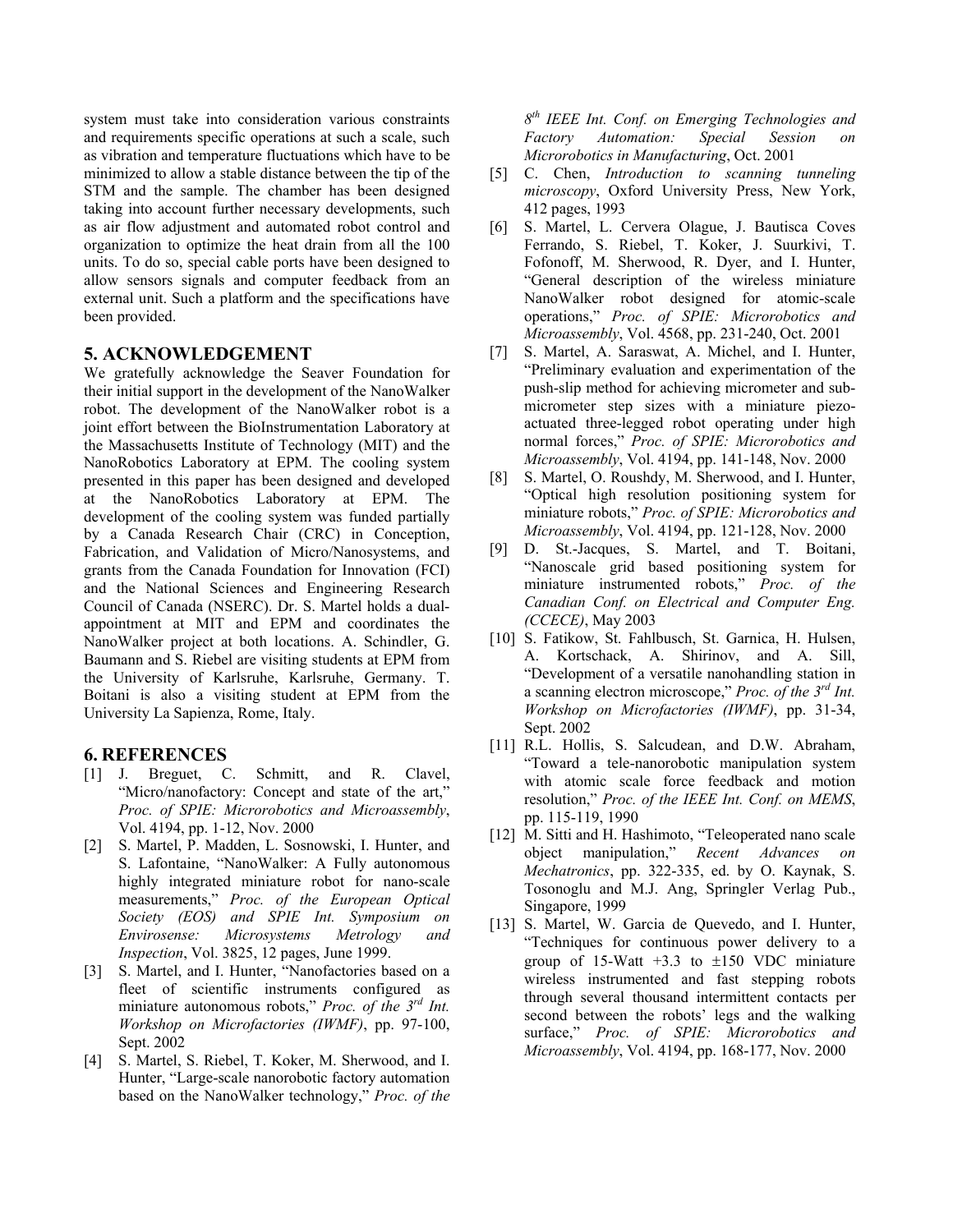system must take into consideration various constraints and requirements specific operations at such a scale, such as vibration and temperature fluctuations which have to be minimized to allow a stable distance between the tip of the STM and the sample. The chamber has been designed taking into account further necessary developments, such as air flow adjustment and automated robot control and organization to optimize the heat drain from all the 100 units. To do so, special cable ports have been designed to allow sensors signals and computer feedback from an external unit. Such a platform and the specifications have been provided.

## 5. ACKNOWLEDGEMENT

We gratefully acknowledge the Seaver Foundation for their initial support in the development of the NanoWalker robot. The development of the NanoWalker robot is a joint effort between the BioInstrumentation Laboratory at the Massachusetts Institute of Technology (MIT) and the NanoRobotics Laboratory at EPM. The cooling system presented in this paper has been designed and developed at the NanoRobotics Laboratory at EPM. The development of the cooling system was funded partially by a Canada Research Chair (CRC) in Conception, Fabrication, and Validation of Micro/Nanosystems, and grants from the Canada Foundation for Innovation (FCI) and the National Sciences and Engineering Research Council of Canada (NSERC). Dr. S. Martel holds a dual-appointment at MIT and EPM and coordinates the NanoWalker project at both locations. A. Schindler, G. Baumann and S. Riebel are visiting students at EPM from the University of Karlsruhe, Karlsruhe, Germany. T. Boitani is also a visiting student at EPM from the University La Sapienza, Rome, Italy.

## 6. REFERENCES

[1] J. Breguet, C. Schmitt, and R. Clavel, "Micro/nanofactory: Concept and state of the art," *Proc. of SPIE: Microrobotics and Microassembly*, Vol. 4194, pp. 1-12, Nov. 2000

[2] S. Martel, P. Madden, L. Sosnowski, I. Hunter, and S. Lafontaine, "NanoWalker: A Fully autonomous highly integrated miniature robot for nano-scale measurements," *Proc. of the European Optical Society (EOS) and SPIE Int. Symposium on Envirosense: Microsystems Metrology and Inspection*, Vol. 3825, 12 pages, June 1999.

[3] S. Martel, and I. Hunter, "Nanofactories based on a fleet of scientific instruments configured as miniature autonomous robots," *Proc. of the 3rd Int. Workshop on Microfactories (IWMF)*, pp. 97-100, Sept. 2002

[4] S. Martel, S. Riebel, T. Koker, M. Sherwood, and I. Hunter, "Large-scale nanorobotic factory automation based on the NanoWalker technology," *Proc. of the 8th IEEE Int. Conf. on Emerging Technologies and Factory Automation: Special Session on Microrobotics in Manufacturing*, Oct. 2001

[5] C. Chen, *Introduction to scanning tunneling microscopy*, Oxford University Press, New York, 412 pages, 1993

[6] S. Martel, L. Cervera Olague, J. Bautisca Coves Ferrando, S. Riebel, T. Koker, J. Suurkivi, T. Fofonoff, M. Sherwood, R. Dyer, and I. Hunter, "General description of the wireless miniature NanoWalker robot designed for atomic-scale operations," *Proc. of SPIE: Microrobotics and Microassembly*, Vol. 4568, pp. 231-240, Oct. 2001

[7] S. Martel, A. Saraswat, A. Michel, and I. Hunter, "Preliminary evaluation and experimentation of the push-slip method for achieving micrometer and sub-micrometer step sizes with a miniature piezo-actuated three-legged robot operating under high normal forces," *Proc. of SPIE: Microrobotics and Microassembly*, Vol. 4194, pp. 141-148, Nov. 2000

[8] S. Martel, O. Roushdy, M. Sherwood, and I. Hunter, "Optical high resolution positioning system for miniature robots," *Proc. of SPIE: Microrobotics and Microassembly*, Vol. 4194, pp. 121-128, Nov. 2000

[9] D. St.-Jacques, S. Martel, and T. Boitani, "Nanoscale grid based positioning system for miniature instrumented robots," *Proc. of the Canadian Conf. on Electrical and Computer Eng. (CCECE)*, May 2003

[10] S. Fatikow, St. Fahlbusch, St. Garnica, H. Hulsen, A. Kortschack, A. Shirinov, and A. Sill, "Development of a versatile nanohandling station in a scanning electron microscope," *Proc. of the 3rd Int. Workshop on Microfactories (IWMF)*, pp. 31-34, Sept. 2002

[11] R.L. Hollis, S. Salcudean, and D.W. Abraham, "Toward a tele-nanorobotic manipulation system with atomic scale force feedback and motion resolution," *Proc. of the IEEE Int. Conf. on MEMS*, pp. 115-119, 1990

[12] M. Sitti and H. Hashimoto, "Teleoperated nano scale object manipulation," *Recent Advances on Mechatronics*, pp. 322-335, ed. by O. Kaynak, S. Tosonoglu and M.J. Ang, Springler Verlag Pub., Singapore, 1999

[13] S. Martel, W. Garcia de Quevedo, and I. Hunter, "Techniques for continuous power delivery to a group of 15-Watt +3.3 to ±150 VDC miniature wireless instrumented and fast stepping robots through several thousand intermittent contacts per second between the robots' legs and the walking surface," *Proc. of SPIE: Microrobotics and Microassembly*, Vol. 4194, pp. 168-177, Nov. 2000